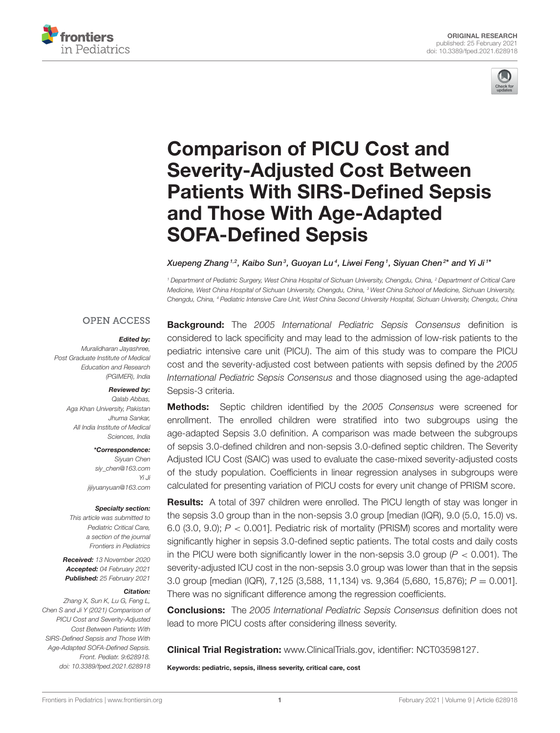ORIGINAL RESEARCH
published: 25 February 2021
doi: 10.3389/fped.2021.628918

# Comparison of PICU Cost and Severity-Adjusted Cost Between Patients With SIRS-Defined Sepsis and Those With Age-Adapted SOFA-Defined Sepsis

*Xuepeng Zhang[1,2], Kaibo Sun[3], Guoyan Lu[4], Liwei Feng[1], Siyuan Chen[2]* and Yi Ji[1]**

[1] Department of Pediatric Surgery, West China Hospital of Sichuan University, Chengdu, China, [2] Department of Critical Care Medicine, West China Hospital of Sichuan University, Chengdu, China, [3] West China School of Medicine, Sichuan University, Chengdu, China, [4] Pediatric Intensive Care Unit, West China Second University Hospital, Sichuan University, Chengdu, China

OPEN ACCESS

***Edited by:***
Muralidharan Jayashree,
Post Graduate Institute of Medical Education and Research (PGIMER), India

***Reviewed by:***
Qalab Abbas,
Aga Khan University, Pakistan
Jhuma Sankar,
All India Institute of Medical Sciences, India

***\*Correspondence:***
Siyuan Chen
siy_chen@163.com
Yi Ji
jijiyuanyuan@163.com

***Specialty section:***
This article was submitted to Pediatric Critical Care, a section of the journal Frontiers in Pediatrics

**Received:** 13 November 2020
**Accepted:** 04 February 2021
**Published:** 25 February 2021

***Citation:***
Zhang X, Sun K, Lu G, Feng L, Chen S and Ji Y (2021) Comparison of PICU Cost and Severity-Adjusted Cost Between Patients With SIRS-Defined Sepsis and Those With Age-Adapted SOFA-Defined Sepsis. Front. Pediatr. 9:628918. doi: 10.3389/fped.2021.628918

**Background:** The *2005 International Pediatric Sepsis Consensus* definition is considered to lack specificity and may lead to the admission of low-risk patients to the pediatric intensive care unit (PICU). The aim of this study was to compare the PICU cost and the severity-adjusted cost between patients with sepsis defined by the *2005 International Pediatric Sepsis Consensus* and those diagnosed using the age-adapted Sepsis-3 criteria.

**Methods:** Septic children identified by the *2005 Consensus* were screened for enrollment. The enrolled children were stratified into two subgroups using the age-adapted Sepsis 3.0 definition. A comparison was made between the subgroups of sepsis 3.0-defined children and non-sepsis 3.0-defined septic children. The Severity Adjusted ICU Cost (SAIC) was used to evaluate the case-mixed severity-adjusted costs of the study population. Coefficients in linear regression analyses in subgroups were calculated for presenting variation of PICU costs for every unit change of PRISM score.

**Results:** A total of 397 children were enrolled. The PICU length of stay was longer in the sepsis 3.0 group than in the non-sepsis 3.0 group [median (IQR), 9.0 (5.0, 15.0) vs. 6.0 (3.0, 9.0); $P < 0.001$]. Pediatric risk of mortality (PRISM) scores and mortality were significantly higher in sepsis 3.0-defined septic patients. The total costs and daily costs in the PICU were both significantly lower in the non-sepsis 3.0 group ($P < 0.001$). The severity-adjusted ICU cost in the non-sepsis 3.0 group was lower than that in the sepsis 3.0 group [median (IQR), 7,125 (3,588, 11,134) vs. 9,364 (5,680, 15,876); $P = 0.001$]. There was no significant difference among the regression coefficients.

**Conclusions:** The *2005 International Pediatric Sepsis Consensus* definition does not lead to more PICU costs after considering illness severity.

**Clinical Trial Registration:** www.ClinicalTrials.gov, identifier: NCT03598127.

**Keywords: pediatric, sepsis, illness severity, critical care, cost**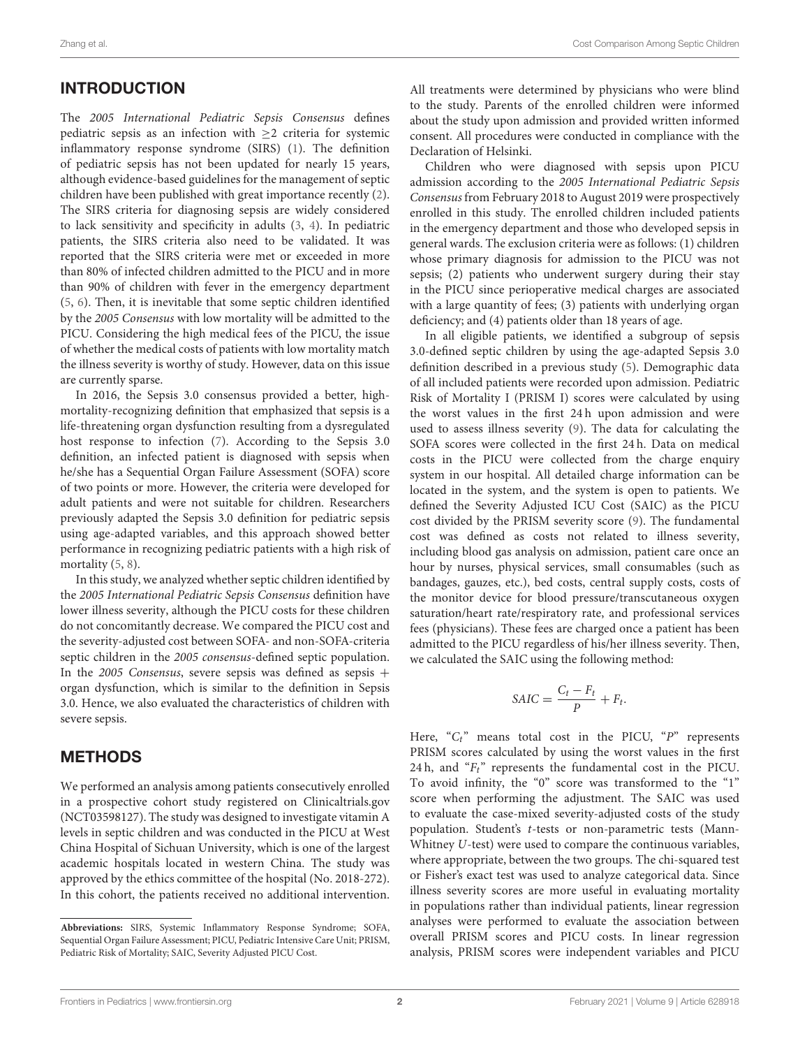## INTRODUCTION

The *2005 International Pediatric Sepsis Consensus* defines pediatric sepsis as an infection with ≥2 criteria for systemic inflammatory response syndrome (SIRS) (1). The definition of pediatric sepsis has not been updated for nearly 15 years, although evidence-based guidelines for the management of septic children have been published with great importance recently (2). The SIRS criteria for diagnosing sepsis are widely considered to lack sensitivity and specificity in adults (3, 4). In pediatric patients, the SIRS criteria also need to be validated. It was reported that the SIRS criteria were met or exceeded in more than 80% of infected children admitted to the PICU and in more than 90% of children with fever in the emergency department (5, 6). Then, it is inevitable that some septic children identified by the *2005 Consensus* with low mortality will be admitted to the PICU. Considering the high medical fees of the PICU, the issue of whether the medical costs of patients with low mortality match the illness severity is worthy of study. However, data on this issue are currently sparse.

In 2016, the Sepsis 3.0 consensus provided a better, high-mortality-recognizing definition that emphasized that sepsis is a life-threatening organ dysfunction resulting from a dysregulated host response to infection (7). According to the Sepsis 3.0 definition, an infected patient is diagnosed with sepsis when he/she has a Sequential Organ Failure Assessment (SOFA) score of two points or more. However, the criteria were developed for adult patients and were not suitable for children. Researchers previously adapted the Sepsis 3.0 definition for pediatric sepsis using age-adapted variables, and this approach showed better performance in recognizing pediatric patients with a high risk of mortality (5, 8).

In this study, we analyzed whether septic children identified by the *2005 International Pediatric Sepsis Consensus* definition have lower illness severity, although the PICU costs for these children do not concomitantly decrease. We compared the PICU cost and the severity-adjusted cost between SOFA- and non-SOFA-criteria septic children in the *2005 consensus*-defined septic population. In the *2005 Consensus*, severe sepsis was defined as sepsis + organ dysfunction, which is similar to the definition in Sepsis 3.0. Hence, we also evaluated the characteristics of children with severe sepsis.

## METHODS

We performed an analysis among patients consecutively enrolled in a prospective cohort study registered on Clinicaltrials.gov (NCT03598127). The study was designed to investigate vitamin A levels in septic children and was conducted in the PICU at West China Hospital of Sichuan University, which is one of the largest academic hospitals located in western China. The study was approved by the ethics committee of the hospital (No. 2018-272). In this cohort, the patients received no additional intervention. All treatments were determined by physicians who were blind to the study. Parents of the enrolled children were informed about the study upon admission and provided written informed consent. All procedures were conducted in compliance with the Declaration of Helsinki.

Children who were diagnosed with sepsis upon PICU admission according to the *2005 International Pediatric Sepsis Consensus* from February 2018 to August 2019 were prospectively enrolled in this study. The enrolled children included patients in the emergency department and those who developed sepsis in general wards. The exclusion criteria were as follows: (1) children whose primary diagnosis for admission to the PICU was not sepsis; (2) patients who underwent surgery during their stay in the PICU since perioperative medical charges are associated with a large quantity of fees; (3) patients with underlying organ deficiency; and (4) patients older than 18 years of age.

In all eligible patients, we identified a subgroup of sepsis 3.0-defined septic children by using the age-adapted Sepsis 3.0 definition described in a previous study (5). Demographic data of all included patients were recorded upon admission. Pediatric Risk of Mortality I (PRISM I) scores were calculated by using the worst values in the first 24 h upon admission and were used to assess illness severity (9). The data for calculating the SOFA scores were collected in the first 24 h. Data on medical costs in the PICU were collected from the charge enquiry system in our hospital. All detailed charge information can be located in the system, and the system is open to patients. We defined the Severity Adjusted ICU Cost (SAIC) as the PICU cost divided by the PRISM severity score (9). The fundamental cost was defined as costs not related to illness severity, including blood gas analysis on admission, patient care once an hour by nurses, physical services, small consumables (such as bandages, gauzes, etc.), bed costs, central supply costs, costs of the monitor device for blood pressure/transcutaneous oxygen saturation/heart rate/respiratory rate, and professional services fees (physicians). These fees are charged once a patient has been admitted to the PICU regardless of his/her illness severity. Then, we calculated the SAIC using the following method:

$$SAIC = \frac{C_t - F_t}{P} + F_t.$$

Here, "$C_t$" means total cost in the PICU, "$P$" represents PRISM scores calculated by using the worst values in the first 24 h, and "$F_t$" represents the fundamental cost in the PICU. To avoid infinity, the "0" score was transformed to the "1" score when performing the adjustment. The SAIC was used to evaluate the case-mixed severity-adjusted costs of the study population. Student's *t*-tests or non-parametric tests (Mann-Whitney *U*-test) were used to compare the continuous variables, where appropriate, between the two groups. The chi-squared test or Fisher's exact test was used to analyze categorical data. Since illness severity scores are more useful in evaluating mortality in populations rather than individual patients, linear regression analyses were performed to evaluate the association between overall PRISM scores and PICU costs. In linear regression analysis, PRISM scores were independent variables and PICU

**Abbreviations:** SIRS, Systemic Inflammatory Response Syndrome; SOFA, Sequential Organ Failure Assessment; PICU, Pediatric Intensive Care Unit; PRISM, Pediatric Risk of Mortality; SAIC, Severity Adjusted PICU Cost.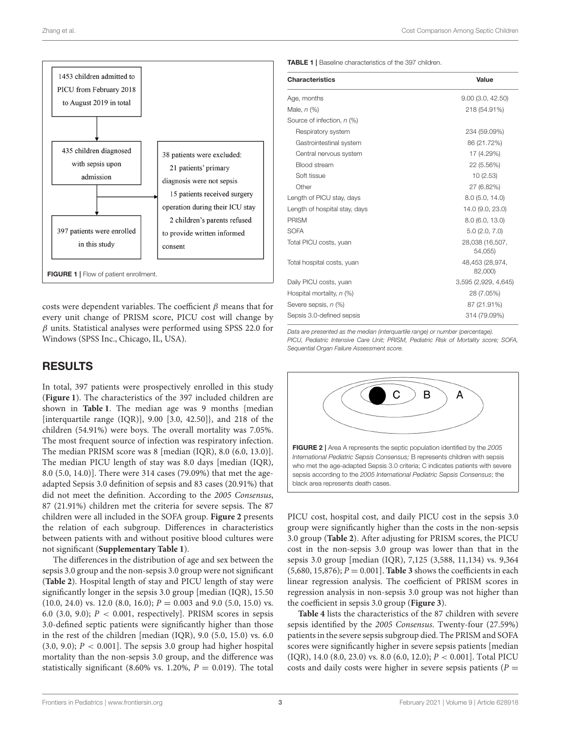1453 children admitted to PICU from February 2018 to August 2019 in total

435 children diagnosed with sepsis upon admission

38 patients were excluded:
21 patients' primary diagnosis were not sepsis
15 patients received surgery operation during their ICU stay
2 children's parents refused to provide written informed consent

397 patients were enrolled in this study

**FIGURE 1** | Flow of patient enrollment.

costs were dependent variables. The coefficient $\beta$ means that for every unit change of PRISM score, PICU cost will change by $\beta$ units. Statistical analyses were performed using SPSS 22.0 for Windows (SPSS Inc., Chicago, IL, USA).

## RESULTS

In total, 397 patients were prospectively enrolled in this study (**Figure 1**). The characteristics of the 397 included children are shown in **Table 1**. The median age was 9 months {median [interquartile range (IQR)], 9.00 [3.0, 42.50]}, and 218 of the children (54.91%) were boys. The overall mortality was 7.05%. The most frequent source of infection was respiratory infection. The median PRISM score was 8 [median (IQR), 8.0 (6.0, 13.0)]. The median PICU length of stay was 8.0 days [median (IQR), 8.0 (5.0, 14.0)]. There were 314 cases (79.09%) that met the age-adapted Sepsis 3.0 definition of sepsis and 83 cases (20.91%) that did not meet the definition. According to the *2005 Consensus*, 87 (21.91%) children met the criteria for severe sepsis. The 87 children were all included in the SOFA group. **Figure 2** presents the relation of each subgroup. Differences in characteristics between patients with and without positive blood cultures were not significant (**Supplementary Table 1**).

The differences in the distribution of age and sex between the sepsis 3.0 group and the non-sepsis 3.0 group were not significant (**Table 2**). Hospital length of stay and PICU length of stay were significantly longer in the sepsis 3.0 group [median (IQR), 15.50 (10.0, 24.0) vs. 12.0 (8.0, 16.0); $P = 0.003$ and 9.0 (5.0, 15.0) vs. 6.0 (3.0, 9.0); $P < 0.001$, respectively]. PRISM scores in sepsis 3.0-defined septic patients were significantly higher than those in the rest of the children [median (IQR), 9.0 (5.0, 15.0) vs. 6.0 (3.0, 9.0); $P < 0.001$]. The sepsis 3.0 group had higher hospital mortality than the non-sepsis 3.0 group, and the difference was statistically significant (8.60% vs. 1.20%, $P = 0.019$). The total PICU cost, hospital cost, and daily PICU cost in the sepsis 3.0 group were significantly higher than the costs in the non-sepsis 3.0 group (**Table 2**). After adjusting for PRISM scores, the PICU cost in the non-sepsis 3.0 group was lower than that in the sepsis 3.0 group [median (IQR), 7,125 (3,588, 11,134) vs. 9,364 (5,680, 15,876); $P = 0.001$]. **Table 3** shows the coefficients in each linear regression analysis. The coefficient of PRISM scores in regression analysis in non-sepsis 3.0 group was not higher than the coefficient in sepsis 3.0 group (**Figure 3**).

**Table 4** lists the characteristics of the 87 children with severe sepsis identified by the *2005 Consensus*. Twenty-four (27.59%) patients in the severe sepsis subgroup died. The PRISM and SOFA scores were significantly higher in severe sepsis patients [median (IQR), 14.0 (8.0, 23.0) vs. 8.0 (6.0, 12.0); $P < 0.001$]. Total PICU costs and daily costs were higher in severe sepsis patients ($P =$

**TABLE 1** | Baseline characteristics of the 397 children.

| Characteristics | Value |
|---|---|
| Age, months | 9.00 (3.0, 42.50) |
| Male, *n* (%) | 218 (54.91%) |
| Source of infection, *n* (%) | |
| Respiratory system | 234 (59.09%) |
| Gastrointestinal system | 86 (21.72%) |
| Central nervous system | 17 (4.29%) |
| Blood stream | 22 (5.56%) |
| Soft tissue | 10 (2.53) |
| Other | 27 (6.82%) |
| Length of PICU stay, days | 8.0 (5.0, 14.0) |
| Length of hospital stay, days | 14.0 (9.0, 23.0) |
| PRISM | 8.0 (6.0, 13.0) |
| SOFA | 5.0 (2.0, 7.0) |
| Total PICU costs, yuan | 28,038 (16,507, 54,055) |
| Total hospital costs, yuan | 48,453 (28,974, 82,000) |
| Daily PICU costs, yuan | 3,595 (2,929, 4,645) |
| Hospital mortality, *n* (%) | 28 (7.05%) |
| Severe sepsis, *n* (%) | 87 (21.91%) |
| Sepsis 3.0-defined sepsis | 314 (79.09%) |

*Data are presented as the median (interquartile range) or number (percentage). PICU, Pediatric Intensive Care Unit; PRISM, Pediatric Risk of Mortality score; SOFA, Sequential Organ Failure Assessment score.*

**FIGURE 2** | Area A represents the septic population identified by the *2005 International Pediatric Sepsis Consensus;* B represents children with sepsis who met the age-adapted Sepsis 3.0 criteria; C indicates patients with severe sepsis according to the *2005 International Pediatric Sepsis Consensus*; the black area represents death cases.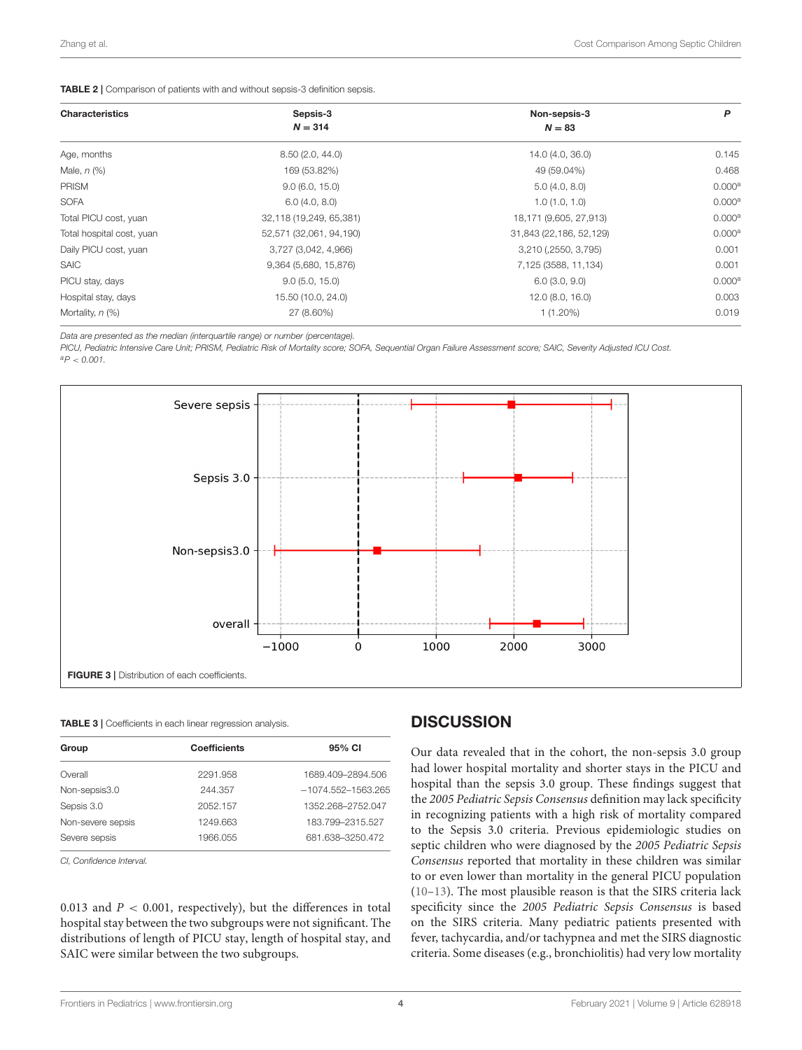**TABLE 2 |** Comparison of patients with and without sepsis-3 definition sepsis.

| Characteristics | Sepsis-3 $N = 314$ | Non-sepsis-3 $N = 83$ | P |
|---|---|---|---|
| Age, months | 8.50 (2.0, 44.0) | 14.0 (4.0, 36.0) | 0.145 |
| Male, *n* (%) | 169 (53.82%) | 49 (59.04%) | 0.468 |
| PRISM | 9.0 (6.0, 15.0) | 5.0 (4.0, 8.0) | 0.000[a] |
| SOFA | 6.0 (4.0, 8.0) | 1.0 (1.0, 1.0) | 0.000[a] |
| Total PICU cost, yuan | 32,118 (19,249, 65,381) | 18,171 (9,605, 27,913) | 0.000[a] |
| Total hospital cost, yuan | 52,571 (32,061, 94,190) | 31,843 (22,186, 52,129) | 0.000[a] |
| Daily PICU cost, yuan | 3,727 (3,042, 4,966) | 3,210 (,2550, 3,795) | 0.001 |
| SAIC | 9,364 (5,680, 15,876) | 7,125 (3588, 11,134) | 0.001 |
| PICU stay, days | 9.0 (5.0, 15.0) | 6.0 (3.0, 9.0) | 0.000[a] |
| Hospital stay, days | 15.50 (10.0, 24.0) | 12.0 (8.0, 16.0) | 0.003 |
| Mortality, *n* (%) | 27 (8.60%) | 1 (1.20%) | 0.019 |

*Data are presented as the median (interquartile range) or number (percentage).*
*PICU, Pediatric Intensive Care Unit; PRISM, Pediatric Risk of Mortality score; SOFA, Sequential Organ Failure Assessment score; SAIC, Severity Adjusted ICU Cost.*
[a]$P < 0.001$.

**FIGURE 3 |** Distribution of each coefficients.

**TABLE 3 |** Coefficients in each linear regression analysis.

| Group | Coefficients | 95% CI |
|---|---|---|
| Overall | 2291.958 | 1689.409–2894.506 |
| Non-sepsis3.0 | 244.357 | −1074.552–1563.265 |
| Sepsis 3.0 | 2052.157 | 1352.268–2752.047 |
| Non-severe sepsis | 1249.663 | 183.799–2315.527 |
| Severe sepsis | 1966.055 | 681.638–3250.472 |

*CI, Confidence Interval.*

0.013 and $P < 0.001$, respectively), but the differences in total hospital stay between the two subgroups were not significant. The distributions of length of PICU stay, length of hospital stay, and SAIC were similar between the two subgroups.

## DISCUSSION

Our data revealed that in the cohort, the non-sepsis 3.0 group had lower hospital mortality and shorter stays in the PICU and hospital than the sepsis 3.0 group. These findings suggest that the *2005 Pediatric Sepsis Consensus* definition may lack specificity in recognizing patients with a high risk of mortality compared to the Sepsis 3.0 criteria. Previous epidemiologic studies on septic children who were diagnosed by the *2005 Pediatric Sepsis Consensus* reported that mortality in these children was similar to or even lower than mortality in the general PICU population (10–13). The most plausible reason is that the SIRS criteria lack specificity since the *2005 Pediatric Sepsis Consensus* is based on the SIRS criteria. Many pediatric patients presented with fever, tachycardia, and/or tachypnea and met the SIRS diagnostic criteria. Some diseases (e.g., bronchiolitis) had very low mortality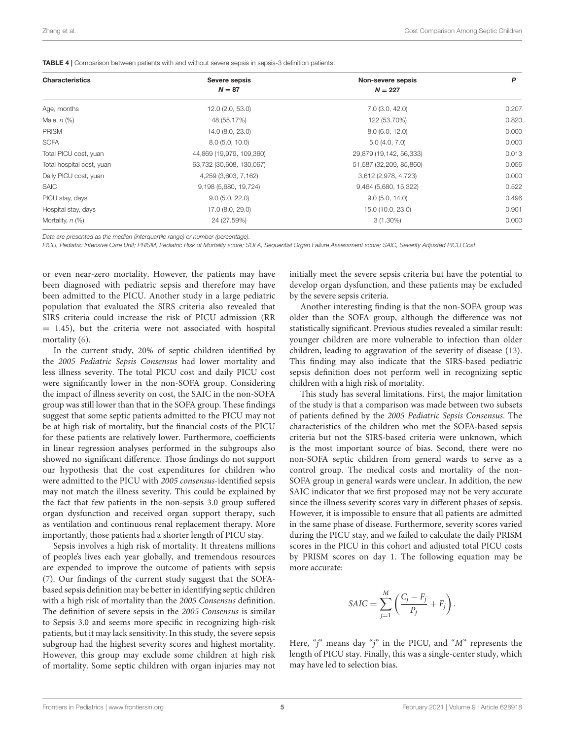**TABLE 4 |** Comparison between patients with and without severe sepsis in sepsis-3 definition patients.

| Characteristics | Severe sepsis $N = 87$ | Non-severe sepsis $N = 227$ | P |
|---|---|---|---|
| Age, months | 12.0 (2.0, 53.0) | 7.0 (3.0, 42.0) | 0.207 |
| Male, n (%) | 48 (55.17%) | 122 (53.70%) | 0.820 |
| PRISM | 14.0 (8.0, 23.0) | 8.0 (6.0, 12.0) | 0.000 |
| SOFA | 8.0 (5.0, 10.0) | 5.0 (4.0, 7.0) | 0.000 |
| Total PICU cost, yuan | 44,869 (19,979, 109,360) | 29,879 (19,142, 56,333) | 0.013 |
| Total hospital cost, yuan | 63,732 (30,608, 130,067) | 51,587 (32,209, 85,860) | 0.056 |
| Daily PICU cost, yuan | 4,259 (3,603, 7,162) | 3,612 (2,978, 4,723) | 0.000 |
| SAIC | 9,198 (5,680, 19,724) | 9,464 (5,680, 15,322) | 0.522 |
| PICU stay, days | 9.0 (5.0, 22.0) | 9.0 (5.0, 14.0) | 0.496 |
| Hospital stay, days | 17.0 (8.0, 29.0) | 15.0 (10.0, 23.0) | 0.901 |
| Mortality, n (%) | 24 (27.59%) | 3 (1.30%) | 0.000 |

*Data are presented as the median (interquartile range) or number (percentage).*

*PICU, Pediatric Intensive Care Unit; PRISM, Pediatric Risk of Mortality score; SOFA, Sequential Organ Failure Assessment score; SAIC, Severity Adjusted PICU Cost.*

or even near-zero mortality. However, the patients may have been diagnosed with pediatric sepsis and therefore may have been admitted to the PICU. Another study in a large pediatric population that evaluated the SIRS criteria also revealed that SIRS criteria could increase the risk of PICU admission (RR = 1.45), but the criteria were not associated with hospital mortality (6).

In the current study, 20% of septic children identified by the *2005 Pediatric Sepsis Consensus* had lower mortality and less illness severity. The total PICU cost and daily PICU cost were significantly lower in the non-SOFA group. Considering the impact of illness severity on cost, the SAIC in the non-SOFA group was still lower than that in the SOFA group. These findings suggest that some septic patients admitted to the PICU may not be at high risk of mortality, but the financial costs of the PICU for these patients are relatively lower. Furthermore, coefficients in linear regression analyses performed in the subgroups also showed no significant difference. Those findings do not support our hypothesis that the cost expenditures for children who were admitted to the PICU with *2005 consensus*-identified sepsis may not match the illness severity. This could be explained by the fact that few patients in the non-sepsis 3.0 group suffered organ dysfunction and received organ support therapy, such as ventilation and continuous renal replacement therapy. More importantly, those patients had a shorter length of PICU stay.

Sepsis involves a high risk of mortality. It threatens millions of people's lives each year globally, and tremendous resources are expended to improve the outcome of patients with sepsis (7). Our findings of the current study suggest that the SOFA-based sepsis definition may be better in identifying septic children with a high risk of mortality than the *2005 Consensus* definition. The definition of severe sepsis in the *2005 Consensus* is similar to Sepsis 3.0 and seems more specific in recognizing high-risk patients, but it may lack sensitivity. In this study, the severe sepsis subgroup had the highest severity scores and highest mortality. However, this group may exclude some children at high risk of mortality. Some septic children with organ injuries may not initially meet the severe sepsis criteria but have the potential to develop organ dysfunction, and these patients may be excluded by the severe sepsis criteria.

Another interesting finding is that the non-SOFA group was older than the SOFA group, although the difference was not statistically significant. Previous studies revealed a similar result: younger children are more vulnerable to infection than older children, leading to aggravation of the severity of disease (13). This finding may also indicate that the SIRS-based pediatric sepsis definition does not perform well in recognizing septic children with a high risk of mortality.

This study has several limitations. First, the major limitation of the study is that a comparison was made between two subsets of patients defined by the *2005 Pediatric Sepsis Consensus*. The characteristics of the children who met the SOFA-based sepsis criteria but not the SIRS-based criteria were unknown, which is the most important source of bias. Second, there were no non-SOFA septic children from general wards to serve as a control group. The medical costs and mortality of the non-SOFA group in general wards were unclear. In addition, the new SAIC indicator that we first proposed may not be very accurate since the illness severity scores vary in different phases of sepsis. However, it is impossible to ensure that all patients are admitted in the same phase of disease. Furthermore, severity scores varied during the PICU stay, and we failed to calculate the daily PRISM scores in the PICU in this cohort and adjusted total PICU costs by PRISM scores on day 1. The following equation may be more accurate:

$$SAIC = \sum_{j=1}^{M} \left( \frac{C_j - F_j}{P_j} + F_j \right).$$

Here, "$j$" means day "$j$" in the PICU, and "$M$" represents the length of PICU stay. Finally, this was a single-center study, which may have led to selection bias.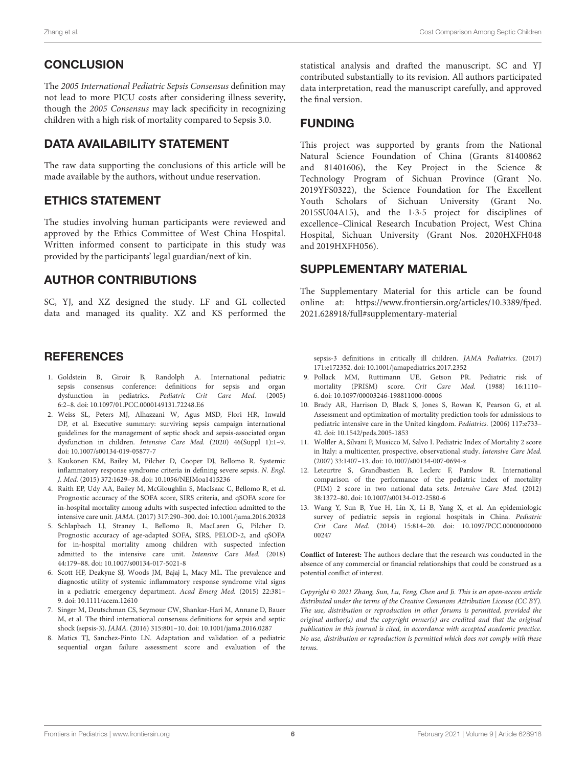## CONCLUSION

The *2005 International Pediatric Sepsis Consensus* definition may not lead to more PICU costs after considering illness severity, though the *2005 Consensus* may lack specificity in recognizing children with a high risk of mortality compared to Sepsis 3.0.

## DATA AVAILABILITY STATEMENT

The raw data supporting the conclusions of this article will be made available by the authors, without undue reservation.

## ETHICS STATEMENT

The studies involving human participants were reviewed and approved by the Ethics Committee of West China Hospital. Written informed consent to participate in this study was provided by the participants' legal guardian/next of kin.

## AUTHOR CONTRIBUTIONS

SC, YJ, and XZ designed the study. LF and GL collected data and managed its quality. XZ and KS performed the statistical analysis and drafted the manuscript. SC and YJ contributed substantially to its revision. All authors participated data interpretation, read the manuscript carefully, and approved the final version.

## FUNDING

This project was supported by grants from the National Natural Science Foundation of China (Grants 81400862 and 81401606), the Key Project in the Science & Technology Program of Sichuan Province (Grant No. 2019YFS0322), the Science Foundation for The Excellent Youth Scholars of Sichuan University (Grant No. 2015SU04A15), and the 1·3·5 project for disciplines of excellence–Clinical Research Incubation Project, West China Hospital, Sichuan University (Grant Nos. 2020HXFH048 and 2019HXFH056).

## SUPPLEMENTARY MATERIAL

The Supplementary Material for this article can be found online at: https://www.frontiersin.org/articles/10.3389/fped.2021.628918/full#supplementary-material

## REFERENCES

1. Goldstein B, Giroir B, Randolph A. International pediatric sepsis consensus conference: definitions for sepsis and organ dysfunction in pediatrics. *Pediatric Crit Care Med.* (2005) 6:2–8. doi: 10.1097/01.PCC.0000149131.72248.E6
2. Weiss SL, Peters MJ, Alhazzani W, Agus MSD, Flori HR, Inwald DP, et al. Executive summary: surviving sepsis campaign international guidelines for the management of septic shock and sepsis-associated organ dysfunction in children. *Intensive Care Med.* (2020) 46(Suppl 1):1–9. doi: 10.1007/s00134-019-05877-7
3. Kaukonen KM, Bailey M, Pilcher D, Cooper DJ, Bellomo R. Systemic inflammatory response syndrome criteria in defining severe sepsis. *N. Engl. J. Med.* (2015) 372:1629–38. doi: 10.1056/NEJMoa1415236
4. Raith EP, Udy AA, Bailey M, McGloughlin S, MacIsaac C, Bellomo R, et al. Prognostic accuracy of the SOFA score, SIRS criteria, and qSOFA score for in-hospital mortality among adults with suspected infection admitted to the intensive care unit. *JAMA.* (2017) 317:290–300. doi: 10.1001/jama.2016.20328
5. Schlapbach LJ, Straney L, Bellomo R, MacLaren G, Pilcher D. Prognostic accuracy of age-adapted SOFA, SIRS, PELOD-2, and qSOFA for in-hospital mortality among children with suspected infection admitted to the intensive care unit. *Intensive Care Med.* (2018) 44:179–88. doi: 10.1007/s00134-017-5021-8
6. Scott HF, Deakyne SJ, Woods JM, Bajaj L, Macy ML. The prevalence and diagnostic utility of systemic inflammatory response syndrome vital signs in a pediatric emergency department. *Acad Emerg Med.* (2015) 22:381–9. doi: 10.1111/acem.12610
7. Singer M, Deutschman CS, Seymour CW, Shankar-Hari M, Annane D, Bauer M, et al. The third international consensus definitions for sepsis and septic shock (sepsis-3). *JAMA.* (2016) 315:801–10. doi: 10.1001/jama.2016.0287
8. Matics TJ, Sanchez-Pinto LN. Adaptation and validation of a pediatric sequential organ failure assessment score and evaluation of the sepsis-3 definitions in critically ill children. *JAMA Pediatrics.* (2017) 171:e172352. doi: 10.1001/jamapediatrics.2017.2352
9. Pollack MM, Ruttimann UE, Getson PR. Pediatric risk of mortality (PRISM) score. *Crit Care Med.* (1988) 16:1110–6. doi: 10.1097/00003246-198811000-00006
10. Brady AR, Harrison D, Black S, Jones S, Rowan K, Pearson G, et al. Assessment and optimization of mortality prediction tools for admissions to pediatric intensive care in the United kingdom. *Pediatrics.* (2006) 117:e733–42. doi: 10.1542/peds.2005-1853
11. Wolfler A, Silvani P, Musicco M, Salvo I. Pediatric Index of Mortality 2 score in Italy: a multicenter, prospective, observational study. *Intensive Care Med.* (2007) 33:1407–13. doi: 10.1007/s00134-007-0694-z
12. Leteurtre S, Grandbastien B, Leclerc F, Parslow R. International comparison of the performance of the pediatric index of mortality (PIM) 2 score in two national data sets. *Intensive Care Med.* (2012) 38:1372–80. doi: 10.1007/s00134-012-2580-6
13. Wang Y, Sun B, Yue H, Lin X, Li B, Yang X, et al. An epidemiologic survey of pediatric sepsis in regional hospitals in China. *Pediatric Crit Care Med.* (2014) 15:814–20. doi: 10.1097/PCC.0000000000000247

**Conflict of Interest:** The authors declare that the research was conducted in the absence of any commercial or financial relationships that could be construed as a potential conflict of interest.

*Copyright © 2021 Zhang, Sun, Lu, Feng, Chen and Ji. This is an open-access article distributed under the terms of the Creative Commons Attribution License (CC BY). The use, distribution or reproduction in other forums is permitted, provided the original author(s) and the copyright owner(s) are credited and that the original publication in this journal is cited, in accordance with accepted academic practice. No use, distribution or reproduction is permitted which does not comply with these terms.*